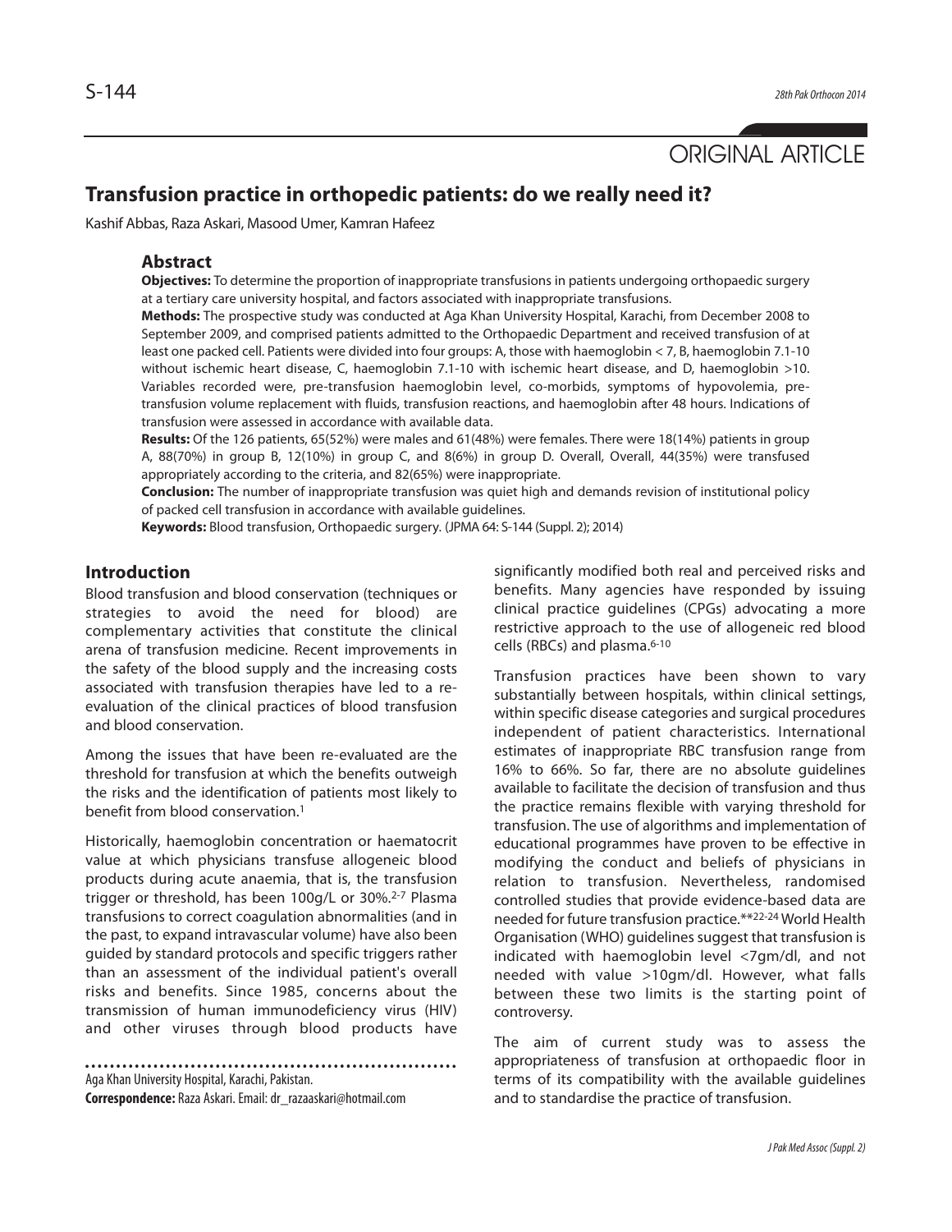ORIGINAL ARTICLE

# Transfusion practice in orthopedic patients: do we really need it?

Kashif Abbas, Raza Askari, Masood Umer, Kamran Hafeez

## Abstract

**Objectives:** To determine the proportion of inappropriate transfusions in patients undergoing orthopaedic surgery at a tertiary care university hospital, and factors associated with inappropriate transfusions.

**Methods:** The prospective study was conducted at Aga Khan University Hospital, Karachi, from December 2008 to September 2009, and comprised patients admitted to the Orthopaedic Department and received transfusion of at least one packed cell. Patients were divided into four groups: A, those with haemoglobin < 7, B, haemoglobin 7.1-10 without ischemic heart disease, C, haemoglobin 7.1-10 with ischemic heart disease, and D, haemoglobin >10. Variables recorded were, pre-transfusion haemoglobin level, co-morbids, symptoms of hypovolemia, pre-transfusion volume replacement with fluids, transfusion reactions, and haemoglobin after 48 hours. Indications of transfusion were assessed in accordance with available data.

**Results:** Of the 126 patients, 65(52%) were males and 61(48%) were females. There were 18(14%) patients in group A, 88(70%) in group B, 12(10%) in group C, and 8(6%) in group D. Overall, Overall, 44(35%) were transfused appropriately according to the criteria, and 82(65%) were inappropriate.

**Conclusion:** The number of inappropriate transfusion was quiet high and demands revision of institutional policy of packed cell transfusion in accordance with available guidelines.

**Keywords:** Blood transfusion, Orthopaedic surgery. (JPMA 64: S-144 (Suppl. 2); 2014)

## Introduction

Blood transfusion and blood conservation (techniques or strategies to avoid the need for blood) are complementary activities that constitute the clinical arena of transfusion medicine. Recent improvements in the safety of the blood supply and the increasing costs associated with transfusion therapies have led to a re-evaluation of the clinical practices of blood transfusion and blood conservation.

Among the issues that have been re-evaluated are the threshold for transfusion at which the benefits outweigh the risks and the identification of patients most likely to benefit from blood conservation.[1]

Historically, haemoglobin concentration or haematocrit value at which physicians transfuse allogeneic blood products during acute anaemia, that is, the transfusion trigger or threshold, has been 100g/L or 30%.[2-7] Plasma transfusions to correct coagulation abnormalities (and in the past, to expand intravascular volume) have also been guided by standard protocols and specific triggers rather than an assessment of the individual patient's overall risks and benefits. Since 1985, concerns about the transmission of human immunodeficiency virus (HIV) and other viruses through blood products have significantly modified both real and perceived risks and benefits. Many agencies have responded by issuing clinical practice guidelines (CPGs) advocating a more restrictive approach to the use of allogeneic red blood cells (RBCs) and plasma.[6-10]

Transfusion practices have been shown to vary substantially between hospitals, within clinical settings, within specific disease categories and surgical procedures independent of patient characteristics. International estimates of inappropriate RBC transfusion range from 16% to 66%. So far, there are no absolute guidelines available to facilitate the decision of transfusion and thus the practice remains flexible with varying threshold for transfusion. The use of algorithms and implementation of educational programmes have proven to be effective in modifying the conduct and beliefs of physicians in relation to transfusion. Nevertheless, randomised controlled studies that provide evidence-based data are needed for future transfusion practice.**[22-24] World Health Organisation (WHO) guidelines suggest that transfusion is indicated with haemoglobin level <7gm/dl, and not needed with value >10gm/dl. However, what falls between these two limits is the starting point of controversy.

The aim of current study was to assess the appropriateness of transfusion at orthopaedic floor in terms of its compatibility with the available guidelines and to standardise the practice of transfusion.

Aga Khan University Hospital, Karachi, Pakistan.

**Correspondence:** Raza Askari. Email: dr_razaaskari@hotmail.com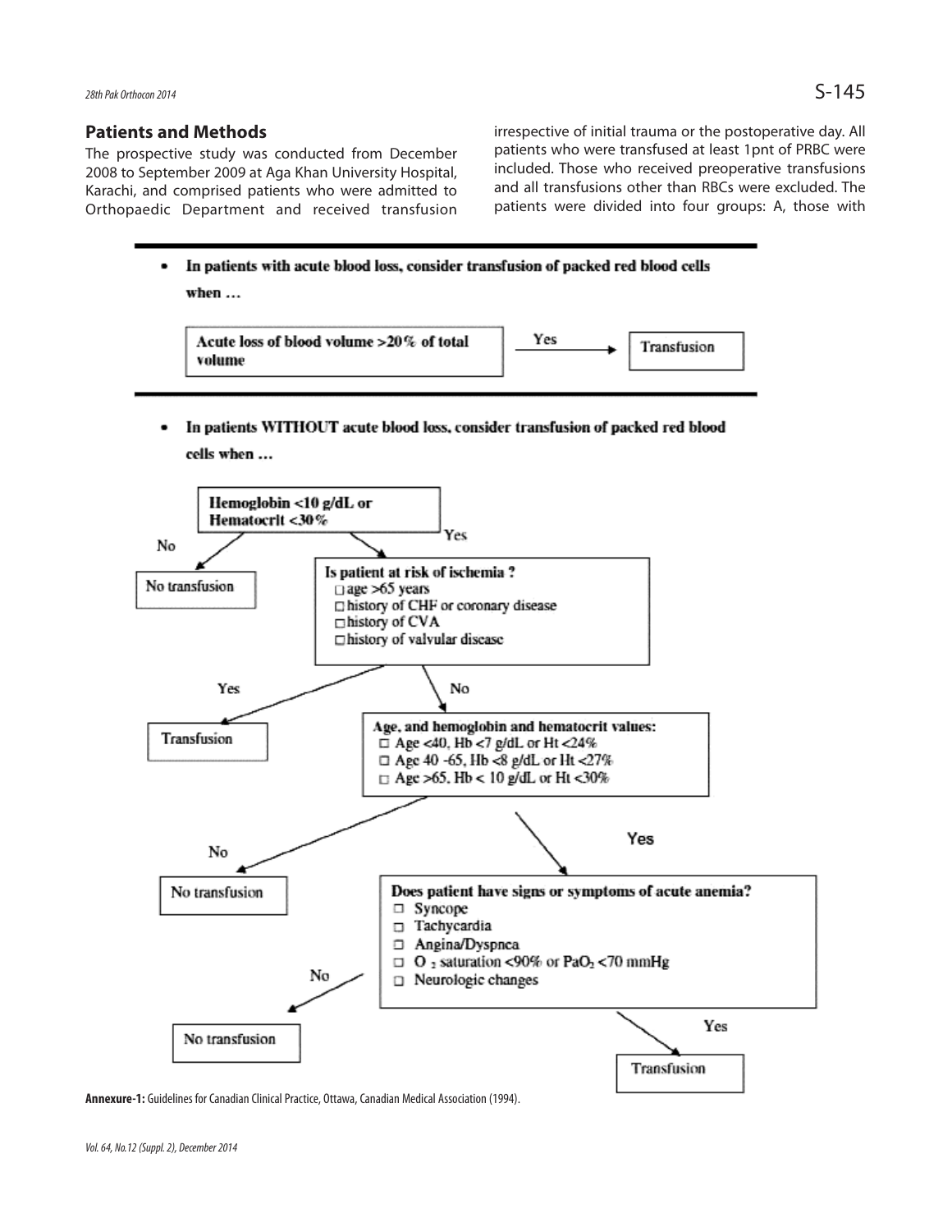## Patients and Methods

The prospective study was conducted from December 2008 to September 2009 at Aga Khan University Hospital, Karachi, and comprised patients who were admitted to Orthopaedic Department and received transfusion irrespective of initial trauma or the postoperative day. All patients who were transfused at least 1pnt of PRBC were included. Those who received preoperative transfusions and all transfusions other than RBCs were excluded. The patients were divided into four groups: A, those with

- **In patients with acute blood loss, consider transfusion of packed red blood cells when …**

Acute loss of blood volume >20% of total volume → Yes → Transfusion

- **In patients WITHOUT acute blood loss, consider transfusion of packed red blood cells when …**

**Hemoglobin <10 g/dL or Hematocrit <30%**

- No → No transfusion
- Yes → **Is patient at risk of ischemia ?**
  - □ age >65 years
  - □ history of CHF or coronary disease
  - □ history of CVA
  - □ history of valvular disease
  - Yes → Transfusion
  - No → **Age, and hemoglobin and hematocrit values:**
    - □ Age <40, Hb <7 g/dL or Ht <24%
    - □ Age 40 -65, Hb <8 g/dL or Ht <27%
    - □ Age >65, Hb < 10 g/dL or Ht <30%
    - No → No transfusion
    - Yes → **Does patient have signs or symptoms of acute anemia?**
      - □ Syncope
      - □ Tachycardia
      - □ Angina/Dyspnea
      - □ $O_2$ saturation <90% or $PaO_2$ <70 mmHg
      - □ Neurologic changes
      - No → No transfusion
      - Yes → Transfusion

**Annexure-1:** Guidelines for Canadian Clinical Practice, Ottawa, Canadian Medical Association (1994).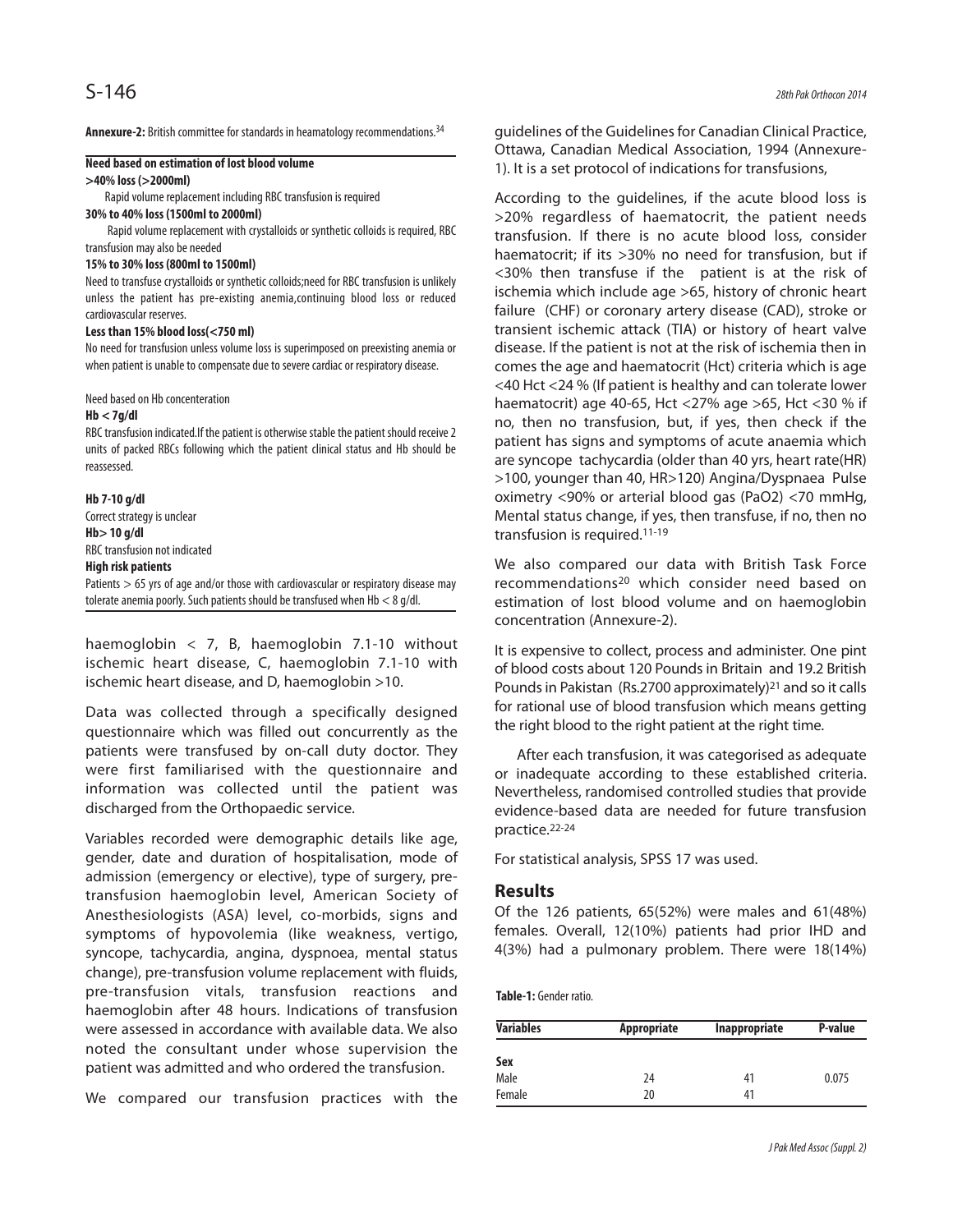**Annexure-2:** British committee for standards in heamatology recommendations.[34]

| **Need based on estimation of lost blood volume** |
|---|
| **>40% loss (>2000ml)** |
| Rapid volume replacement including RBC transfusion is required |
| **30% to 40% loss (1500ml to 2000ml)** |
| Rapid volume replacement with crystalloids or synthetic colloids is required, RBC transfusion may also be needed |
| **15% to 30% loss (800ml to 1500ml)** |
| Need to transfuse crystalloids or synthetic colloids;need for RBC transfusion is unlikely unless the patient has pre-existing anemia,continuing blood loss or reduced cardiovascular reserves. |
| **Less than 15% blood loss(<750 ml)** |
| No need for transfusion unless volume loss is superimposed on preexisting anemia or when patient is unable to compensate due to severe cardiac or respiratory disease. |
| Need based on Hb concenteration |
| **Hb < 7g/dl** |
| RBC transfusion indicated.If the patient is otherwise stable the patient should receive 2 units of packed RBCs following which the patient clinical status and Hb should be reassessed. |
| **Hb 7-10 g/dl** |
| Correct strategy is unclear |
| **Hb> 10 g/dl** |
| RBC transfusion not indicated |
| **High risk patients** |
| Patients > 65 yrs of age and/or those with cardiovascular or respiratory disease may tolerate anemia poorly. Such patients should be transfused when Hb < 8 g/dl. |

haemoglobin < 7, B, haemoglobin 7.1-10 without ischemic heart disease, C, haemoglobin 7.1-10 with ischemic heart disease, and D, haemoglobin >10.

Data was collected through a specifically designed questionnaire which was filled out concurrently as the patients were transfused by on-call duty doctor. They were first familiarised with the questionnaire and information was collected until the patient was discharged from the Orthopaedic service.

Variables recorded were demographic details like age, gender, date and duration of hospitalisation, mode of admission (emergency or elective), type of surgery, pre-transfusion haemoglobin level, American Society of Anesthesiologists (ASA) level, co-morbids, signs and symptoms of hypovolemia (like weakness, vertigo, syncope, tachycardia, angina, dyspnoea, mental status change), pre-transfusion volume replacement with fluids, pre-transfusion vitals, transfusion reactions and haemoglobin after 48 hours. Indications of transfusion were assessed in accordance with available data. We also noted the consultant under whose supervision the patient was admitted and who ordered the transfusion.

We compared our transfusion practices with the guidelines of the Guidelines for Canadian Clinical Practice, Ottawa, Canadian Medical Association, 1994 (Annexure-1). It is a set protocol of indications for transfusions,

According to the guidelines, if the acute blood loss is >20% regardless of haematocrit, the patient needs transfusion. If there is no acute blood loss, consider haematocrit; if its >30% no need for transfusion, but if <30% then transfuse if the patient is at the risk of ischemia which include age >65, history of chronic heart failure (CHF) or coronary artery disease (CAD), stroke or transient ischemic attack (TIA) or history of heart valve disease. If the patient is not at the risk of ischemia then in comes the age and haematocrit (Hct) criteria which is age <40 Hct <24 % (If patient is healthy and can tolerate lower haematocrit) age 40-65, Hct <27% age >65, Hct <30 % if no, then no transfusion, but, if yes, then check if the patient has signs and symptoms of acute anaemia which are syncope tachycardia (older than 40 yrs, heart rate(HR) >100, younger than 40, HR>120) Angina/Dyspnaea Pulse oximetry <90% or arterial blood gas (PaO2) <70 mmHg, Mental status change, if yes, then transfuse, if no, then no transfusion is required.[11-19]

We also compared our data with British Task Force recommendations[20] which consider need based on estimation of lost blood volume and on haemoglobin concentration (Annexure-2).

It is expensive to collect, process and administer. One pint of blood costs about 120 Pounds in Britain and 19.2 British Pounds in Pakistan (Rs.2700 approximately)[21] and so it calls for rational use of blood transfusion which means getting the right blood to the right patient at the right time.

After each transfusion, it was categorised as adequate or inadequate according to these established criteria. Nevertheless, randomised controlled studies that provide evidence-based data are needed for future transfusion practice.[22-24]

For statistical analysis, SPSS 17 was used.

## Results

Of the 126 patients, 65(52%) were males and 61(48%) females. Overall, 12(10%) patients had prior IHD and 4(3%) had a pulmonary problem. There were 18(14%)

**Table-1:** Gender ratio.

| Variables | Appropriate | Inappropriate | P-value |
|---|---|---|---|
| **Sex** | | | |
| Male | 24 | 41 | 0.075 |
| Female | 20 | 41 | |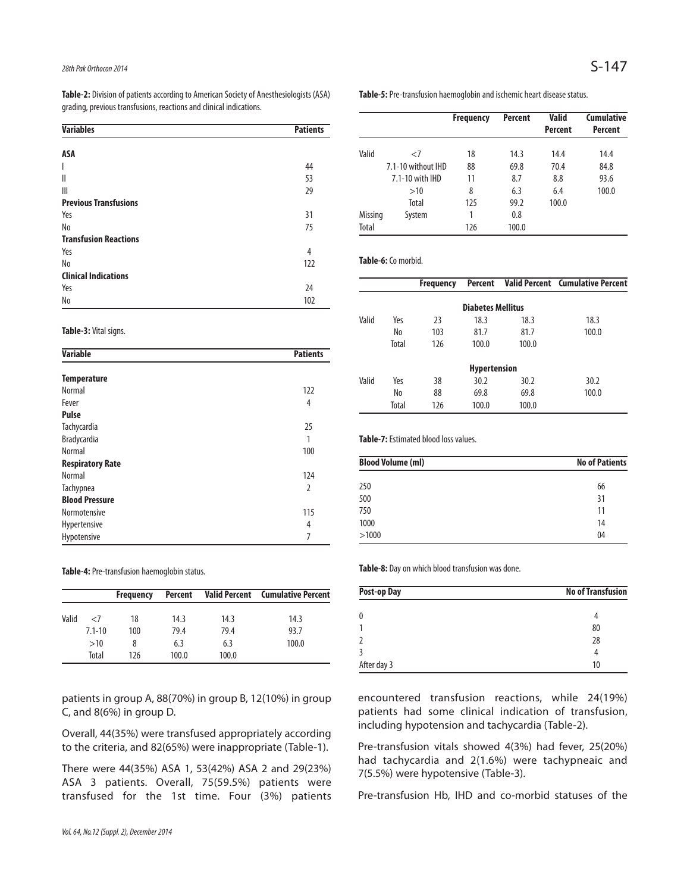**Table-2:** Division of patients according to American Society of Anesthesiologists (ASA) grading, previous transfusions, reactions and clinical indications.

| Variables | Patients |
|---|---|
| **ASA** | |
| I | 44 |
| II | 53 |
| III | 29 |
| **Previous Transfusions** | |
| Yes | 31 |
| No | 75 |
| **Transfusion Reactions** | |
| Yes | 4 |
| No | 122 |
| **Clinical Indications** | |
| Yes | 24 |
| No | 102 |

**Table-3:** Vital signs.

| Variable | Patients |
|---|---|
| **Temperature** | |
| Normal | 122 |
| Fever | 4 |
| **Pulse** | |
| Tachycardia | 25 |
| Bradycardia | 1 |
| Normal | 100 |
| **Respiratory Rate** | |
| Normal | 124 |
| Tachypnea | 2 |
| **Blood Pressure** | |
| Normotensive | 115 |
| Hypertensive | 4 |
| Hypotensive | 7 |

**Table-4:** Pre-transfusion haemoglobin status.

| | | Frequency | Percent | Valid Percent | Cumulative Percent |
|---|---|---|---|---|---|
| Valid | <7 | 18 | 14.3 | 14.3 | 14.3 |
| | 7.1-10 | 100 | 79.4 | 79.4 | 93.7 |
| | >10 | 8 | 6.3 | 6.3 | 100.0 |
| | Total | 126 | 100.0 | 100.0 | |

patients in group A, 88(70%) in group B, 12(10%) in group C, and 8(6%) in group D.

Overall, 44(35%) were transfused appropriately according to the criteria, and 82(65%) were inappropriate (Table-1).

There were 44(35%) ASA 1, 53(42%) ASA 2 and 29(23%) ASA 3 patients. Overall, 75(59.5%) patients were transfused for the 1st time. Four (3%) patients encountered transfusion reactions, while 24(19%) patients had some clinical indication of transfusion, including hypotension and tachycardia (Table-2).

Pre-transfusion vitals showed 4(3%) had fever, 25(20%) had tachycardia and 2(1.6%) were tachypneaic and 7(5.5%) were hypotensive (Table-3).

Pre-transfusion Hb, IHD and co-morbid statuses of the

**Table-5:** Pre-transfusion haemoglobin and ischemic heart disease status.

| | | Frequency | Percent | Valid Percent | Cumulative Percent |
|---|---|---|---|---|---|
| Valid | <7 | 18 | 14.3 | 14.4 | 14.4 |
| | 7.1-10 without IHD | 88 | 69.8 | 70.4 | 84.8 |
| | 7.1-10 with IHD | 11 | 8.7 | 8.8 | 93.6 |
| | >10 | 8 | 6.3 | 6.4 | 100.0 |
| | Total | 125 | 99.2 | 100.0 | |
| Missing | System | 1 | 0.8 | | |
| Total | | 126 | 100.0 | | |

**Table-6:** Co morbid.

| | | Frequency | Percent | Valid Percent | Cumulative Percent |
|---|---|---|---|---|---|
| | | | **Diabetes Mellitus** | | |
| Valid | Yes | 23 | 18.3 | 18.3 | 18.3 |
| | No | 103 | 81.7 | 81.7 | 100.0 |
| | Total | 126 | 100.0 | 100.0 | |
| | | | **Hypertension** | | |
| Valid | Yes | 38 | 30.2 | 30.2 | 30.2 |
| | No | 88 | 69.8 | 69.8 | 100.0 |
| | Total | 126 | 100.0 | 100.0 | |

**Table-7:** Estimated blood loss values.

| Blood Volume (ml) | No of Patients |
|---|---|
| 250 | 66 |
| 500 | 31 |
| 750 | 11 |
| 1000 | 14 |
| >1000 | 04 |

**Table-8:** Day on which blood transfusion was done.

| Post-op Day | No of Transfusion |
|---|---|
| 0 | 4 |
| 1 | 80 |
| 2 | 28 |
| 3 | 4 |
| After day 3 | 10 |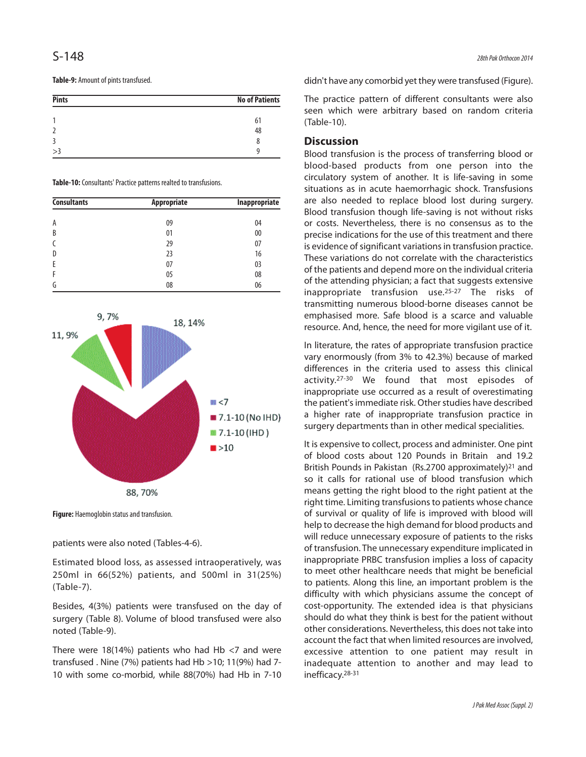**Table-9:** Amount of pints transfused.

| Pints | No of Patients |
|---|---|
| 1 | 61 |
| 2 | 48 |
| 3 | 8 |
| >3 | 9 |

**Table-10:** Consultants' Practice patterns realted to transfusions.

| Consultants | Appropriate | Inappropriate |
|---|---|---|
| A | 09 | 04 |
| B | 01 | 00 |
| C | 29 | 07 |
| D | 23 | 16 |
| E | 07 | 03 |
| F | 05 | 08 |
| G | 08 | 06 |

**Figure:** Haemoglobin status and transfusion.

patients were also noted (Tables-4-6).

Estimated blood loss, as assessed intraoperatively, was 250ml in 66(52%) patients, and 500ml in 31(25%) (Table-7).

Besides, 4(3%) patients were transfused on the day of surgery (Table 8). Volume of blood transfused were also noted (Table-9).

There were 18(14%) patients who had Hb <7 and were transfused . Nine (7%) patients had Hb >10; 11(9%) had 7-10 with some co-morbid, while 88(70%) had Hb in 7-10 didn't have any comorbid yet they were transfused (Figure).

The practice pattern of different consultants were also seen which were arbitrary based on random criteria (Table-10).

## Discussion

Blood transfusion is the process of transferring blood or blood-based products from one person into the circulatory system of another. It is life-saving in some situations as in acute haemorrhagic shock. Transfusions are also needed to replace blood lost during surgery. Blood transfusion though life-saving is not without risks or costs. Nevertheless, there is no consensus as to the precise indications for the use of this treatment and there is evidence of significant variations in transfusion practice. These variations do not correlate with the characteristics of the patients and depend more on the individual criteria of the attending physician; a fact that suggests extensive inappropriate transfusion use.[25-27] The risks of transmitting numerous blood-borne diseases cannot be emphasised more. Safe blood is a scarce and valuable resource. And, hence, the need for more vigilant use of it.

In literature, the rates of appropriate transfusion practice vary enormously (from 3% to 42.3%) because of marked differences in the criteria used to assess this clinical activity.[27-30] We found that most episodes of inappropriate use occurred as a result of overestimating the patient's immediate risk. Other studies have described a higher rate of inappropriate transfusion practice in surgery departments than in other medical specialities.

It is expensive to collect, process and administer. One pint of blood costs about 120 Pounds in Britain and 19.2 British Pounds in Pakistan (Rs.2700 approximately)[21] and so it calls for rational use of blood transfusion which means getting the right blood to the right patient at the right time. Limiting transfusions to patients whose chance of survival or quality of life is improved with blood will help to decrease the high demand for blood products and will reduce unnecessary exposure of patients to the risks of transfusion. The unnecessary expenditure implicated in inappropriate PRBC transfusion implies a loss of capacity to meet other healthcare needs that might be beneficial to patients. Along this line, an important problem is the difficulty with which physicians assume the concept of cost-opportunity. The extended idea is that physicians should do what they think is best for the patient without other considerations. Nevertheless, this does not take into account the fact that when limited resources are involved, excessive attention to one patient may result in inadequate attention to another and may lead to inefficacy.[28-31]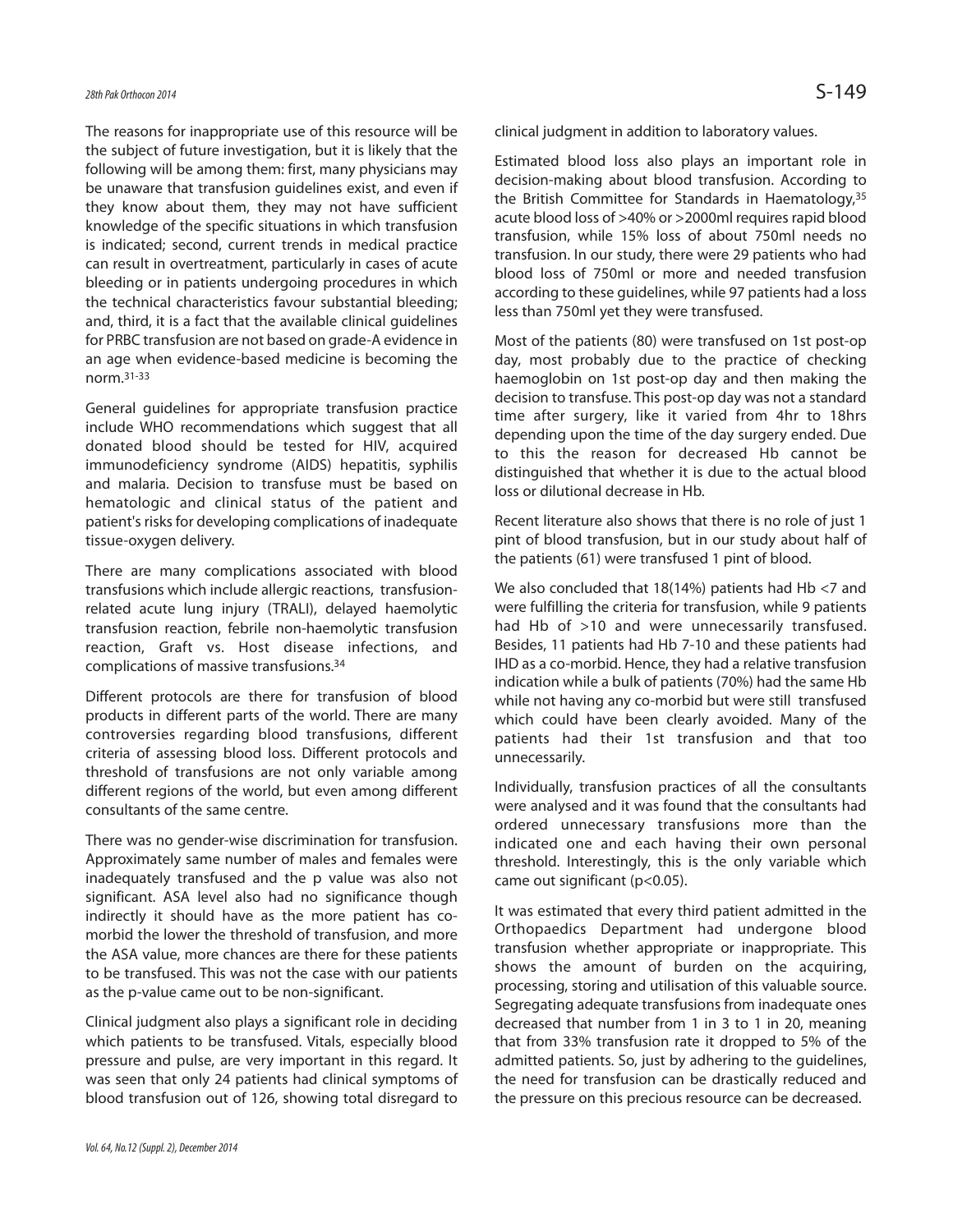The reasons for inappropriate use of this resource will be the subject of future investigation, but it is likely that the following will be among them: first, many physicians may be unaware that transfusion guidelines exist, and even if they know about them, they may not have sufficient knowledge of the specific situations in which transfusion is indicated; second, current trends in medical practice can result in overtreatment, particularly in cases of acute bleeding or in patients undergoing procedures in which the technical characteristics favour substantial bleeding; and, third, it is a fact that the available clinical guidelines for PRBC transfusion are not based on grade-A evidence in an age when evidence-based medicine is becoming the norm.[31-33]

General guidelines for appropriate transfusion practice include WHO recommendations which suggest that all donated blood should be tested for HIV, acquired immunodeficiency syndrome (AIDS) hepatitis, syphilis and malaria. Decision to transfuse must be based on hematologic and clinical status of the patient and patient's risks for developing complications of inadequate tissue-oxygen delivery.

There are many complications associated with blood transfusions which include allergic reactions, transfusion-related acute lung injury (TRALI), delayed haemolytic transfusion reaction, febrile non-haemolytic transfusion reaction, Graft vs. Host disease infections, and complications of massive transfusions.[34]

Different protocols are there for transfusion of blood products in different parts of the world. There are many controversies regarding blood transfusions, different criteria of assessing blood loss. Different protocols and threshold of transfusions are not only variable among different regions of the world, but even among different consultants of the same centre.

There was no gender-wise discrimination for transfusion. Approximately same number of males and females were inadequately transfused and the p value was also not significant. ASA level also had no significance though indirectly it should have as the more patient has co-morbid the lower the threshold of transfusion, and more the ASA value, more chances are there for these patients to be transfused. This was not the case with our patients as the p-value came out to be non-significant.

Clinical judgment also plays a significant role in deciding which patients to be transfused. Vitals, especially blood pressure and pulse, are very important in this regard. It was seen that only 24 patients had clinical symptoms of blood transfusion out of 126, showing total disregard to clinical judgment in addition to laboratory values.

Estimated blood loss also plays an important role in decision-making about blood transfusion. According to the British Committee for Standards in Haematology,[35] acute blood loss of >40% or >2000ml requires rapid blood transfusion, while 15% loss of about 750ml needs no transfusion. In our study, there were 29 patients who had blood loss of 750ml or more and needed transfusion according to these guidelines, while 97 patients had a loss less than 750ml yet they were transfused.

Most of the patients (80) were transfused on 1st post-op day, most probably due to the practice of checking haemoglobin on 1st post-op day and then making the decision to transfuse. This post-op day was not a standard time after surgery, like it varied from 4hr to 18hrs depending upon the time of the day surgery ended. Due to this the reason for decreased Hb cannot be distinguished that whether it is due to the actual blood loss or dilutional decrease in Hb.

Recent literature also shows that there is no role of just 1 pint of blood transfusion, but in our study about half of the patients (61) were transfused 1 pint of blood.

We also concluded that 18(14%) patients had Hb <7 and were fulfilling the criteria for transfusion, while 9 patients had Hb of >10 and were unnecessarily transfused. Besides, 11 patients had Hb 7-10 and these patients had IHD as a co-morbid. Hence, they had a relative transfusion indication while a bulk of patients (70%) had the same Hb while not having any co-morbid but were still transfused which could have been clearly avoided. Many of the patients had their 1st transfusion and that too unnecessarily.

Individually, transfusion practices of all the consultants were analysed and it was found that the consultants had ordered unnecessary transfusions more than the indicated one and each having their own personal threshold. Interestingly, this is the only variable which came out significant ($p<0.05$).

It was estimated that every third patient admitted in the Orthopaedics Department had undergone blood transfusion whether appropriate or inappropriate. This shows the amount of burden on the acquiring, processing, storing and utilisation of this valuable source. Segregating adequate transfusions from inadequate ones decreased that number from 1 in 3 to 1 in 20, meaning that from 33% transfusion rate it dropped to 5% of the admitted patients. So, just by adhering to the guidelines, the need for transfusion can be drastically reduced and the pressure on this precious resource can be decreased.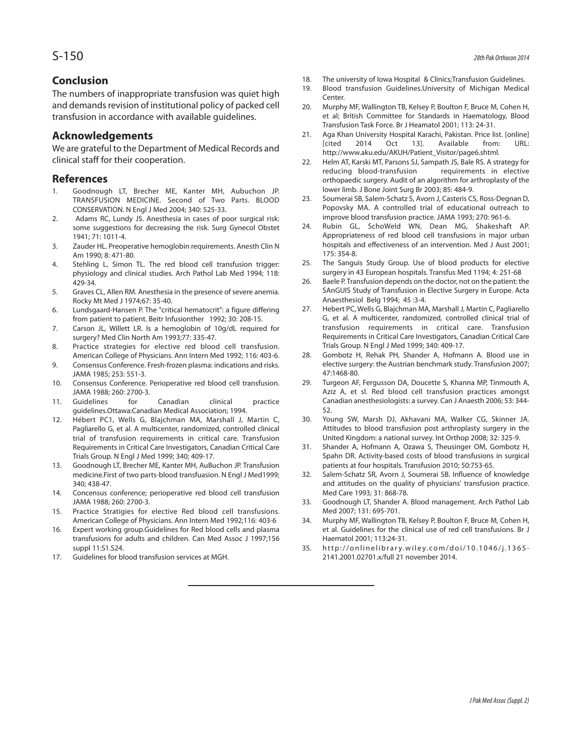## Conclusion

The numbers of inappropriate transfusion was quiet high and demands revision of institutional policy of packed cell transfusion in accordance with available guidelines.

## Acknowledgements

We are grateful to the Department of Medical Records and clinical staff for their cooperation.

## References

1. Goodnough LT, Brecher ME, Kanter MH, Aubuchon JP. TRANSFUSION MEDICINE. Second of Two Parts. BLOOD CONSERVATION. N Engl J Med 2004; 340: 525-33.
2. Adams RC, Lundy JS. Anesthesia in cases of poor surgical risk: some suggestions for decreasing the risk. Surg Gynecol Obstet 1941; 71: 1011-4.
3. Zauder HL. Preoperative hemoglobin requirements. Anesth Clin N Am 1990; 8: 471-80.
4. Stehling L, Simon TL. The red blood cell transfusion trigger: physiology and clinical studies. Arch Pathol Lab Med 1994; 118: 429-34.
5. Graves CL, Allen RM. Anesthesia in the presence of severe anemia. Rocky Mt Med J 1974;67: 35-40.
6. Lundsgaard-Hansen P. The "critical hematocrit": a figure differing from patient to patient. Beitr Infusionther 1992; 30: 208-15.
7. Carson JL, Willett LR. Is a hemoglobin of 10g/dL required for surgery? Med Clin North Am 1993;77: 335-47.
8. Practice strategies for elective red blood cell transfusion. American College of Physicians. Ann Intern Med 1992; 116: 403-6.
9. Consensus Conference. Fresh-frozen plasma: indications and risks. JAMA 1985; 253: 551-3.
10. Consensus Conference. Perioperative red blood cell transfusion. JAMA 1988; 260: 2700-3.
11. Guidelines for Canadian clinical practice guidelines.Ottawa:Canadian Medical Association; 1994.
12. Hébert PC1, Wells G, Blajchman MA, Marshall J, Martin C, Pagliarello G, et al. A multicenter, randomized, controlled clinical trial of transfusion requirements in critical care. Transfusion Requirements in Critical Care Investigators, Canadian Critical Care Trials Group. N Engl J Med 1999; 340; 409-17.
13. Goodnough LT, Brecher ME, Kanter MH, AuBuchon JP. Transfusion medicine.First of two parts-blood transfuasion. N Engl J Med1999; 340; 438-47.
14. Concensus conference; perioperative red blood cell transfusion JAMA 1988; 260: 2700-3.
15. Practice Stratigies for elective Red blood cell transfusions. American College of Physicians. Ann Intern Med 1992;116: 403-6
16. Expert working group.Guidelines for Red blood cells and plasma transfusions for adults and children. Can Med Assoc J 1997;156 suppl 11:S1.S24.
17. Guidelines for blood transfusion services at MGH.
18. The university of Iowa Hospital & Clinics;Transfusion Guidelines.
19. Blood transfusion Guidelines.University of Michigan Medical Center.
20. Murphy MF, Wallington TB, Kelsey P, Boulton F, Bruce M, Cohen H, et al; British Committee for Standards in Haematology, Blood Transfusion Task Force. Br J Heamatol 2001; 113: 24-31.
21. Aga Khan University Hospital Karachi, Pakistan. Price list. [online] [cited 2014 Oct 13]. Available from: URL: http://www.aku.edu/AKUH/Patient_Visitor/page6.shtml.
22. Helm AT, Karski MT, Parsons SJ, Sampath JS, Bale RS. A strategy for reducing blood-transfusion requirements in elective orthopaedic surgery. Audit of an algorithm for arthroplasty of the lower limb. J Bone Joint Surg Br 2003; 85: 484-9.
23. Soumerai SB, Salem-Schatz S, Avorn J, Casteris CS, Ross-Degnan D, Popovsky MA. A controlled trial of educational outreach to improve blood transfusion practice. JAMA 1993; 270: 961-6.
24. Rubin GL, SchoWeld WN, Dean MG, Shakeshaft AP. Appropriateness of red blood cell transfusions in major urban hospitals and effectiveness of an intervention. Med J Aust 2001; 175: 354-8.
25. The Sanguis Study Group. Use of blood products for elective surgery in 43 European hospitals. Transfus Med 1194; 4: 251-68
26. Baele P. Transfusion depends on the doctor, not on the patient: the SAnGUIS Study of Transfusion in Elective Surgery in Europe. Acta Anaesthesiol Belg 1994; 45 :3-4.
27. Hebert PC, Wells G, Blajchman MA, Marshall J, Martin C, Pagliarello G, et al. A multicenter, randomized, controlled clinical trial of transfusion requirements in critical care. Transfusion Requirements in Critical Care Investigators, Canadian Critical Care Trials Group. N Engl J Med 1999; 340: 409-17.
28. Gombotz H, Rehak PH, Shander A, Hofmann A. Blood use in elective surgery: the Austrian benchmark study. Transfusion 2007; 47:1468-80.
29. Turgeon AF, Fergusson DA, Doucette S, Khanna MP, Tinmouth A, Aziz A, et sl. Red blood cell transfusion practices amongst Canadian anesthesiologists: a survey. Can J Anaesth 2006; 53: 344-52.
30. Young SW, Marsh DJ, Akhavani MA, Walker CG, Skinner JA. Attitudes to blood transfusion post arthroplasty surgery in the United Kingdom: a national survey. Int Orthop 2008; 32: 325-9.
31. Shander A, Hofmann A, Ozawa S, Theusinger OM, Gombotz H, Spahn DR. Activity-based costs of blood transfusions in surgical patients at four hospitals. Transfusion 2010; 50:753-65.
32. Salem-Schatz SR, Avorn J, Soumerai SB. Influence of knowledge and attitudes on the quality of physicians' transfusion practice. Med Care 1993; 31: 868-78.
33. Goodnough LT, Shander A. Blood management. Arch Pathol Lab Med 2007; 131: 695-701.
34. Murphy MF, Wallington TB, Kelsey P, Boulton F, Bruce M, Cohen H, et al. Guidelines for the clinical use of red cell transfusions. Br J Haematol 2001; 113:24-31.
35. http://onlinelibrary.wiley.com/doi/10.1046/j.1365-2141.2001.02701.x/full 21 november 2014.